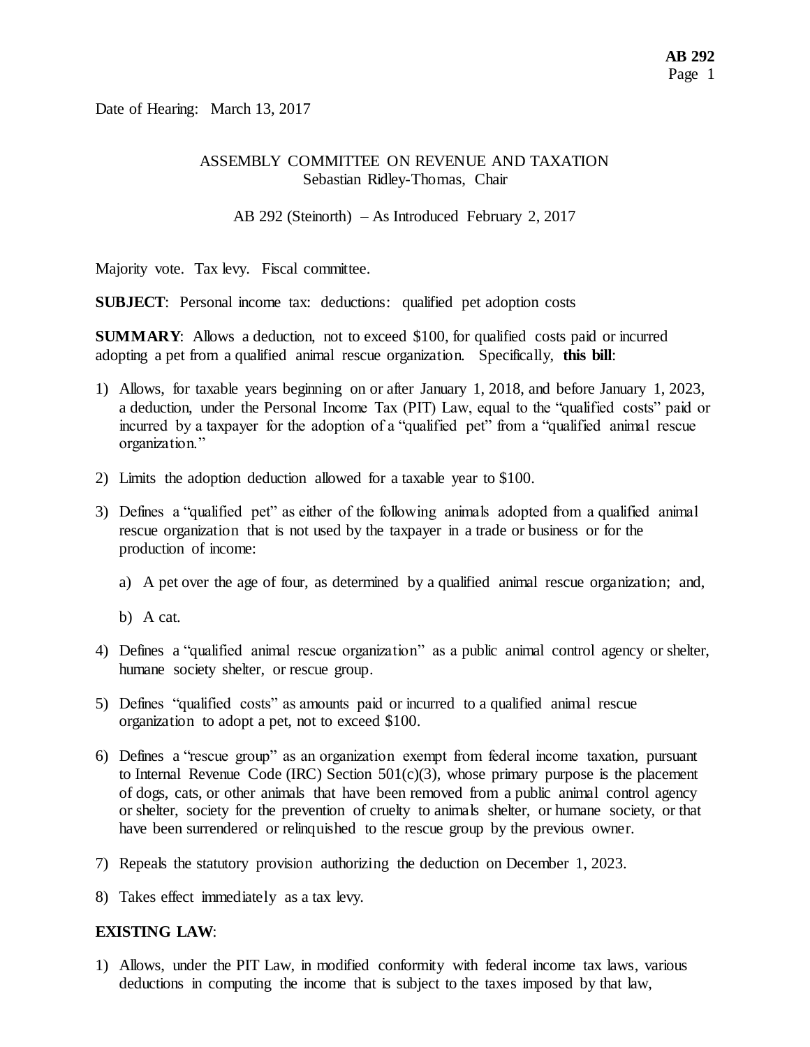Date of Hearing: March 13, 2017

ASSEMBLY COMMITTEE ON REVENUE AND TAXATION
Sebastian Ridley-Thomas, Chair

AB 292 (Steinorth) – As Introduced February 2, 2017

Majority vote. Tax levy. Fiscal committee.

**SUBJECT**: Personal income tax: deductions: qualified pet adoption costs

**SUMMARY**: Allows a deduction, not to exceed $100, for qualified costs paid or incurred adopting a pet from a qualified animal rescue organization. Specifically, **this bill**:

1) Allows, for taxable years beginning on or after January 1, 2018, and before January 1, 2023, a deduction, under the Personal Income Tax (PIT) Law, equal to the "qualified costs" paid or incurred by a taxpayer for the adoption of a "qualified pet" from a "qualified animal rescue organization."

2) Limits the adoption deduction allowed for a taxable year to $100.

3) Defines a "qualified pet" as either of the following animals adopted from a qualified animal rescue organization that is not used by the taxpayer in a trade or business or for the production of income:

   a) A pet over the age of four, as determined by a qualified animal rescue organization; and,

   b) A cat.

4) Defines a "qualified animal rescue organization" as a public animal control agency or shelter, humane society shelter, or rescue group.

5) Defines "qualified costs" as amounts paid or incurred to a qualified animal rescue organization to adopt a pet, not to exceed $100.

6) Defines a "rescue group" as an organization exempt from federal income taxation, pursuant to Internal Revenue Code (IRC) Section 501(c)(3), whose primary purpose is the placement of dogs, cats, or other animals that have been removed from a public animal control agency or shelter, society for the prevention of cruelty to animals shelter, or humane society, or that have been surrendered or relinquished to the rescue group by the previous owner.

7) Repeals the statutory provision authorizing the deduction on December 1, 2023.

8) Takes effect immediately as a tax levy.

**EXISTING LAW**:

1) Allows, under the PIT Law, in modified conformity with federal income tax laws, various deductions in computing the income that is subject to the taxes imposed by that law,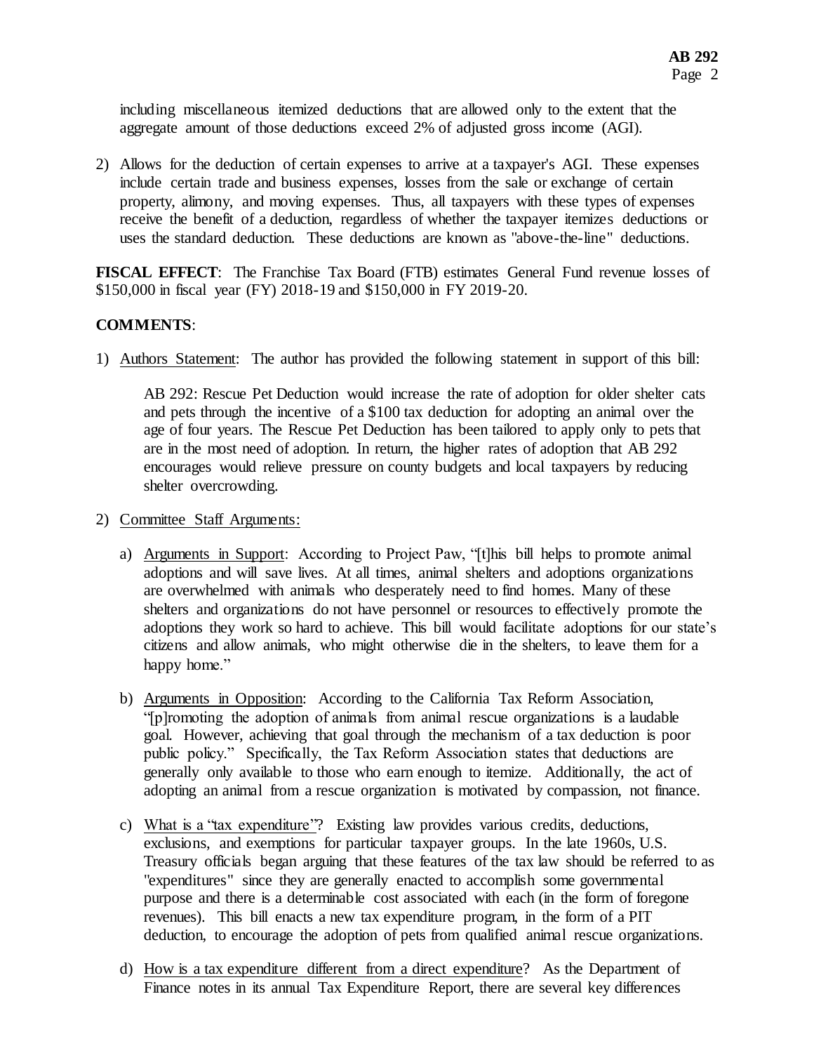including miscellaneous itemized deductions that are allowed only to the extent that the aggregate amount of those deductions exceed 2% of adjusted gross income (AGI).

2) Allows for the deduction of certain expenses to arrive at a taxpayer's AGI. These expenses include certain trade and business expenses, losses from the sale or exchange of certain property, alimony, and moving expenses. Thus, all taxpayers with these types of expenses receive the benefit of a deduction, regardless of whether the taxpayer itemizes deductions or uses the standard deduction. These deductions are known as "above-the-line" deductions.

**FISCAL EFFECT**: The Franchise Tax Board (FTB) estimates General Fund revenue losses of $150,000 in fiscal year (FY) 2018-19 and $150,000 in FY 2019-20.

**COMMENTS**:

1) Authors Statement: The author has provided the following statement in support of this bill:

   > AB 292: Rescue Pet Deduction would increase the rate of adoption for older shelter cats and pets through the incentive of a $100 tax deduction for adopting an animal over the age of four years. The Rescue Pet Deduction has been tailored to apply only to pets that are in the most need of adoption. In return, the higher rates of adoption that AB 292 encourages would relieve pressure on county budgets and local taxpayers by reducing shelter overcrowding.

2) Committee Staff Arguments:

   a) Arguments in Support: According to Project Paw, "[t]his bill helps to promote animal adoptions and will save lives. At all times, animal shelters and adoptions organizations are overwhelmed with animals who desperately need to find homes. Many of these shelters and organizations do not have personnel or resources to effectively promote the adoptions they work so hard to achieve. This bill would facilitate adoptions for our state's citizens and allow animals, who might otherwise die in the shelters, to leave them for a happy home."

   b) Arguments in Opposition: According to the California Tax Reform Association, "[p]romoting the adoption of animals from animal rescue organizations is a laudable goal. However, achieving that goal through the mechanism of a tax deduction is poor public policy." Specifically, the Tax Reform Association states that deductions are generally only available to those who earn enough to itemize. Additionally, the act of adopting an animal from a rescue organization is motivated by compassion, not finance.

   c) What is a "tax expenditure"? Existing law provides various credits, deductions, exclusions, and exemptions for particular taxpayer groups. In the late 1960s, U.S. Treasury officials began arguing that these features of the tax law should be referred to as "expenditures" since they are generally enacted to accomplish some governmental purpose and there is a determinable cost associated with each (in the form of foregone revenues). This bill enacts a new tax expenditure program, in the form of a PIT deduction, to encourage the adoption of pets from qualified animal rescue organizations.

   d) How is a tax expenditure different from a direct expenditure? As the Department of Finance notes in its annual Tax Expenditure Report, there are several key differences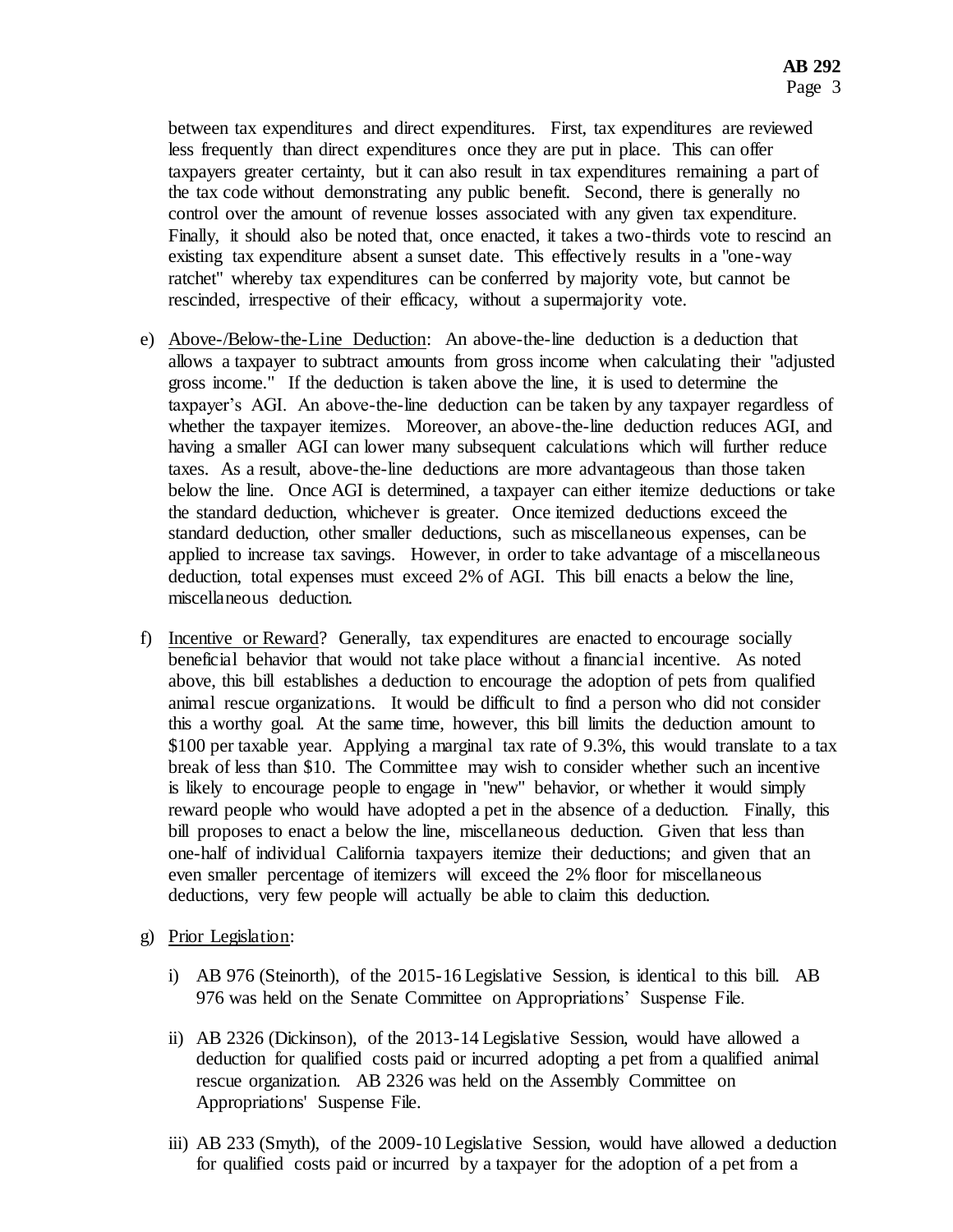between tax expenditures and direct expenditures. First, tax expenditures are reviewed less frequently than direct expenditures once they are put in place. This can offer taxpayers greater certainty, but it can also result in tax expenditures remaining a part of the tax code without demonstrating any public benefit. Second, there is generally no control over the amount of revenue losses associated with any given tax expenditure. Finally, it should also be noted that, once enacted, it takes a two-thirds vote to rescind an existing tax expenditure absent a sunset date. This effectively results in a "one-way ratchet" whereby tax expenditures can be conferred by majority vote, but cannot be rescinded, irrespective of their efficacy, without a supermajority vote.

e) <u>Above-/Below-the-Line Deduction</u>: An above-the-line deduction is a deduction that allows a taxpayer to subtract amounts from gross income when calculating their "adjusted gross income." If the deduction is taken above the line, it is used to determine the taxpayer's AGI. An above-the-line deduction can be taken by any taxpayer regardless of whether the taxpayer itemizes. Moreover, an above-the-line deduction reduces AGI, and having a smaller AGI can lower many subsequent calculations which will further reduce taxes. As a result, above-the-line deductions are more advantageous than those taken below the line. Once AGI is determined, a taxpayer can either itemize deductions or take the standard deduction, whichever is greater. Once itemized deductions exceed the standard deduction, other smaller deductions, such as miscellaneous expenses, can be applied to increase tax savings. However, in order to take advantage of a miscellaneous deduction, total expenses must exceed 2% of AGI. This bill enacts a below the line, miscellaneous deduction.

f) <u>Incentive or Reward</u>? Generally, tax expenditures are enacted to encourage socially beneficial behavior that would not take place without a financial incentive. As noted above, this bill establishes a deduction to encourage the adoption of pets from qualified animal rescue organizations. It would be difficult to find a person who did not consider this a worthy goal. At the same time, however, this bill limits the deduction amount to $100 per taxable year. Applying a marginal tax rate of 9.3%, this would translate to a tax break of less than $10. The Committee may wish to consider whether such an incentive is likely to encourage people to engage in "new" behavior, or whether it would simply reward people who would have adopted a pet in the absence of a deduction. Finally, this bill proposes to enact a below the line, miscellaneous deduction. Given that less than one-half of individual California taxpayers itemize their deductions; and given that an even smaller percentage of itemizers will exceed the 2% floor for miscellaneous deductions, very few people will actually be able to claim this deduction.

g) <u>Prior Legislation</u>:

   i) AB 976 (Steinorth), of the 2015-16 Legislative Session, is identical to this bill. AB 976 was held on the Senate Committee on Appropriations' Suspense File.

   ii) AB 2326 (Dickinson), of the 2013-14 Legislative Session, would have allowed a deduction for qualified costs paid or incurred adopting a pet from a qualified animal rescue organization. AB 2326 was held on the Assembly Committee on Appropriations' Suspense File.

   iii) AB 233 (Smyth), of the 2009-10 Legislative Session, would have allowed a deduction for qualified costs paid or incurred by a taxpayer for the adoption of a pet from a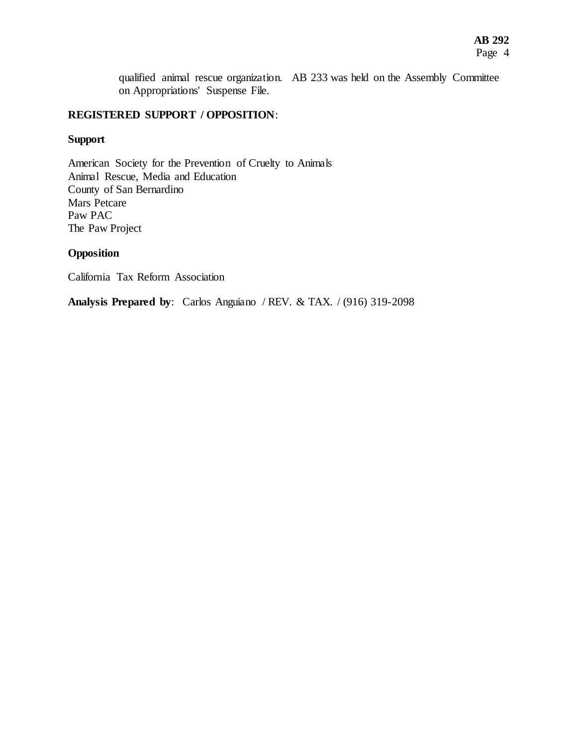qualified animal rescue organization. AB 233 was held on the Assembly Committee on Appropriations' Suspense File.

**REGISTERED SUPPORT / OPPOSITION**:

**Support**

American Society for the Prevention of Cruelty to Animals
Animal Rescue, Media and Education
County of San Bernardino
Mars Petcare
Paw PAC
The Paw Project

**Opposition**

California Tax Reform Association

**Analysis Prepared by**: Carlos Anguiano / REV. & TAX. / (916) 319-2098